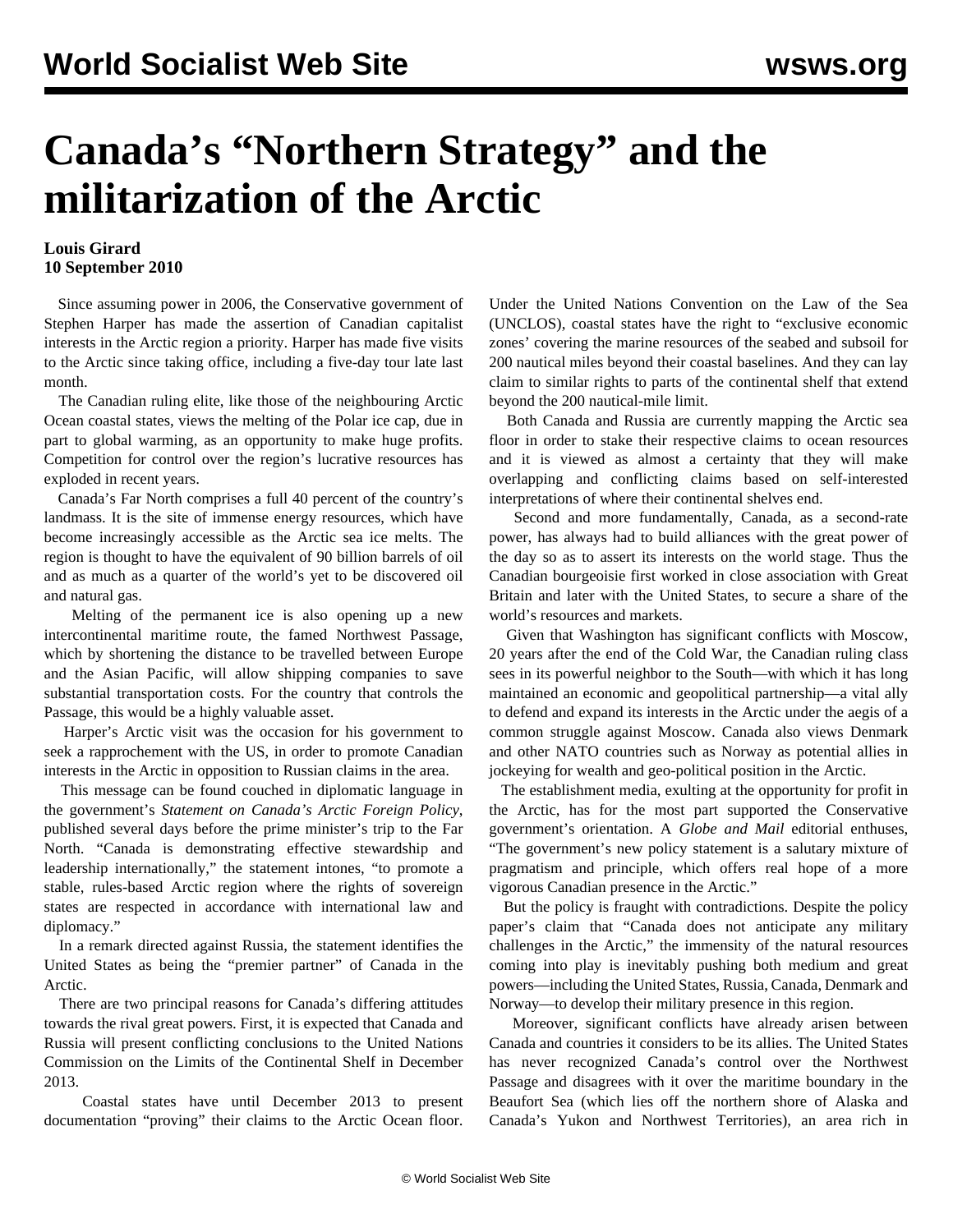# Canada's "Northern Strategy" and the militarization of the Arctic

**Louis Girard**
**10 September 2010**

Since assuming power in 2006, the Conservative government of Stephen Harper has made the assertion of Canadian capitalist interests in the Arctic region a priority. Harper has made five visits to the Arctic since taking office, including a five-day tour late last month.

The Canadian ruling elite, like those of the neighbouring Arctic Ocean coastal states, views the melting of the Polar ice cap, due in part to global warming, as an opportunity to make huge profits. Competition for control over the region's lucrative resources has exploded in recent years.

Canada's Far North comprises a full 40 percent of the country's landmass. It is the site of immense energy resources, which have become increasingly accessible as the Arctic sea ice melts. The region is thought to have the equivalent of 90 billion barrels of oil and as much as a quarter of the world's yet to be discovered oil and natural gas.

Melting of the permanent ice is also opening up a new intercontinental maritime route, the famed Northwest Passage, which by shortening the distance to be travelled between Europe and the Asian Pacific, will allow shipping companies to save substantial transportation costs. For the country that controls the Passage, this would be a highly valuable asset.

Harper's Arctic visit was the occasion for his government to seek a rapprochement with the US, in order to promote Canadian interests in the Arctic in opposition to Russian claims in the area.

This message can be found couched in diplomatic language in the government's *Statement on Canada's Arctic Foreign Policy*, published several days before the prime minister's trip to the Far North. "Canada is demonstrating effective stewardship and leadership internationally," the statement intones, "to promote a stable, rules-based Arctic region where the rights of sovereign states are respected in accordance with international law and diplomacy."

In a remark directed against Russia, the statement identifies the United States as being the "premier partner" of Canada in the Arctic.

There are two principal reasons for Canada's differing attitudes towards the rival great powers. First, it is expected that Canada and Russia will present conflicting conclusions to the United Nations Commission on the Limits of the Continental Shelf in December 2013.

Coastal states have until December 2013 to present documentation "proving" their claims to the Arctic Ocean floor. Under the United Nations Convention on the Law of the Sea (UNCLOS), coastal states have the right to "exclusive economic zones' covering the marine resources of the seabed and subsoil for 200 nautical miles beyond their coastal baselines. And they can lay claim to similar rights to parts of the continental shelf that extend beyond the 200 nautical-mile limit.

Both Canada and Russia are currently mapping the Arctic sea floor in order to stake their respective claims to ocean resources and it is viewed as almost a certainty that they will make overlapping and conflicting claims based on self-interested interpretations of where their continental shelves end.

Second and more fundamentally, Canada, as a second-rate power, has always had to build alliances with the great power of the day so as to assert its interests on the world stage. Thus the Canadian bourgeoisie first worked in close association with Great Britain and later with the United States, to secure a share of the world's resources and markets.

Given that Washington has significant conflicts with Moscow, 20 years after the end of the Cold War, the Canadian ruling class sees in its powerful neighbor to the South—with which it has long maintained an economic and geopolitical partnership—a vital ally to defend and expand its interests in the Arctic under the aegis of a common struggle against Moscow. Canada also views Denmark and other NATO countries such as Norway as potential allies in jockeying for wealth and geo-political position in the Arctic.

The establishment media, exulting at the opportunity for profit in the Arctic, has for the most part supported the Conservative government's orientation. A *Globe and Mail* editorial enthuses, "The government's new policy statement is a salutary mixture of pragmatism and principle, which offers real hope of a more vigorous Canadian presence in the Arctic."

But the policy is fraught with contradictions. Despite the policy paper's claim that "Canada does not anticipate any military challenges in the Arctic," the immensity of the natural resources coming into play is inevitably pushing both medium and great powers—including the United States, Russia, Canada, Denmark and Norway—to develop their military presence in this region.

Moreover, significant conflicts have already arisen between Canada and countries it considers to be its allies. The United States has never recognized Canada's control over the Northwest Passage and disagrees with it over the maritime boundary in the Beaufort Sea (which lies off the northern shore of Alaska and Canada's Yukon and Northwest Territories), an area rich in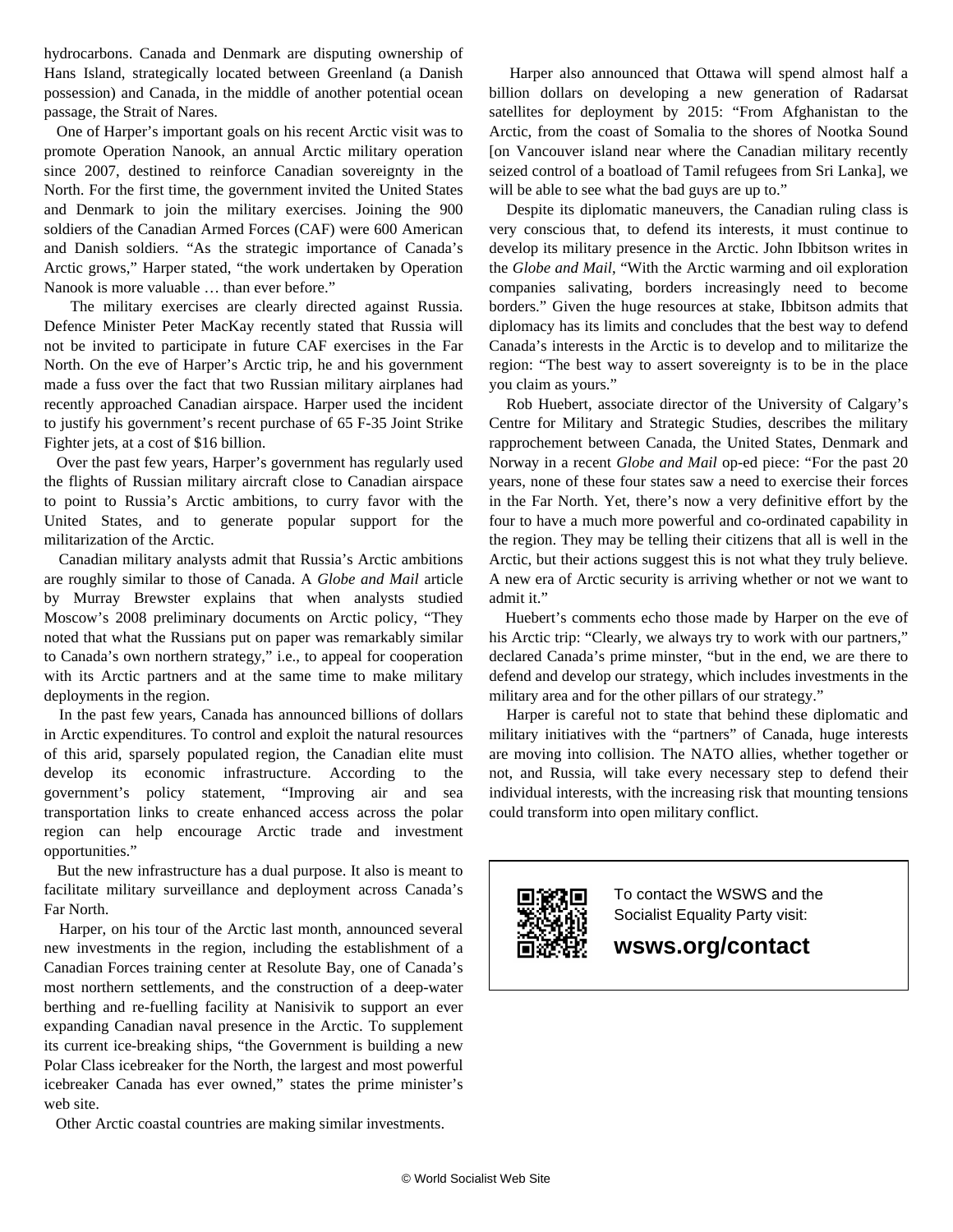hydrocarbons. Canada and Denmark are disputing ownership of Hans Island, strategically located between Greenland (a Danish possession) and Canada, in the middle of another potential ocean passage, the Strait of Nares.

One of Harper's important goals on his recent Arctic visit was to promote Operation Nanook, an annual Arctic military operation since 2007, destined to reinforce Canadian sovereignty in the North. For the first time, the government invited the United States and Denmark to join the military exercises. Joining the 900 soldiers of the Canadian Armed Forces (CAF) were 600 American and Danish soldiers. "As the strategic importance of Canada's Arctic grows," Harper stated, "the work undertaken by Operation Nanook is more valuable … than ever before."

The military exercises are clearly directed against Russia. Defence Minister Peter MacKay recently stated that Russia will not be invited to participate in future CAF exercises in the Far North. On the eve of Harper's Arctic trip, he and his government made a fuss over the fact that two Russian military airplanes had recently approached Canadian airspace. Harper used the incident to justify his government's recent purchase of 65 F-35 Joint Strike Fighter jets, at a cost of $16 billion.

Over the past few years, Harper's government has regularly used the flights of Russian military aircraft close to Canadian airspace to point to Russia's Arctic ambitions, to curry favor with the United States, and to generate popular support for the militarization of the Arctic.

Canadian military analysts admit that Russia's Arctic ambitions are roughly similar to those of Canada. A *Globe and Mail* article by Murray Brewster explains that when analysts studied Moscow's 2008 preliminary documents on Arctic policy, "They noted that what the Russians put on paper was remarkably similar to Canada's own northern strategy," i.e., to appeal for cooperation with its Arctic partners and at the same time to make military deployments in the region.

In the past few years, Canada has announced billions of dollars in Arctic expenditures. To control and exploit the natural resources of this arid, sparsely populated region, the Canadian elite must develop its economic infrastructure. According to the government's policy statement, "Improving air and sea transportation links to create enhanced access across the polar region can help encourage Arctic trade and investment opportunities."

But the new infrastructure has a dual purpose. It also is meant to facilitate military surveillance and deployment across Canada's Far North.

Harper, on his tour of the Arctic last month, announced several new investments in the region, including the establishment of a Canadian Forces training center at Resolute Bay, one of Canada's most northern settlements, and the construction of a deep-water berthing and re-fuelling facility at Nanisivik to support an ever expanding Canadian naval presence in the Arctic. To supplement its current ice-breaking ships, "the Government is building a new Polar Class icebreaker for the North, the largest and most powerful icebreaker Canada has ever owned," states the prime minister's web site.

Other Arctic coastal countries are making similar investments.

Harper also announced that Ottawa will spend almost half a billion dollars on developing a new generation of Radarsat satellites for deployment by 2015: "From Afghanistan to the Arctic, from the coast of Somalia to the shores of Nootka Sound [on Vancouver island near where the Canadian military recently seized control of a boatload of Tamil refugees from Sri Lanka], we will be able to see what the bad guys are up to."

Despite its diplomatic maneuvers, the Canadian ruling class is very conscious that, to defend its interests, it must continue to develop its military presence in the Arctic. John Ibbitson writes in the *Globe and Mail*, "With the Arctic warming and oil exploration companies salivating, borders increasingly need to become borders." Given the huge resources at stake, Ibbitson admits that diplomacy has its limits and concludes that the best way to defend Canada's interests in the Arctic is to develop and to militarize the region: "The best way to assert sovereignty is to be in the place you claim as yours."

Rob Huebert, associate director of the University of Calgary's Centre for Military and Strategic Studies, describes the military rapprochement between Canada, the United States, Denmark and Norway in a recent *Globe and Mail* op-ed piece: "For the past 20 years, none of these four states saw a need to exercise their forces in the Far North. Yet, there's now a very definitive effort by the four to have a much more powerful and co-ordinated capability in the region. They may be telling their citizens that all is well in the Arctic, but their actions suggest this is not what they truly believe. A new era of Arctic security is arriving whether or not we want to admit it."

Huebert's comments echo those made by Harper on the eve of his Arctic trip: "Clearly, we always try to work with our partners," declared Canada's prime minster, "but in the end, we are there to defend and develop our strategy, which includes investments in the military area and for the other pillars of our strategy."

Harper is careful not to state that behind these diplomatic and military initiatives with the "partners" of Canada, huge interests are moving into collision. The NATO allies, whether together or not, and Russia, will take every necessary step to defend their individual interests, with the increasing risk that mounting tensions could transform into open military conflict.

To contact the WSWS and the Socialist Equality Party visit:

**wsws.org/contact**